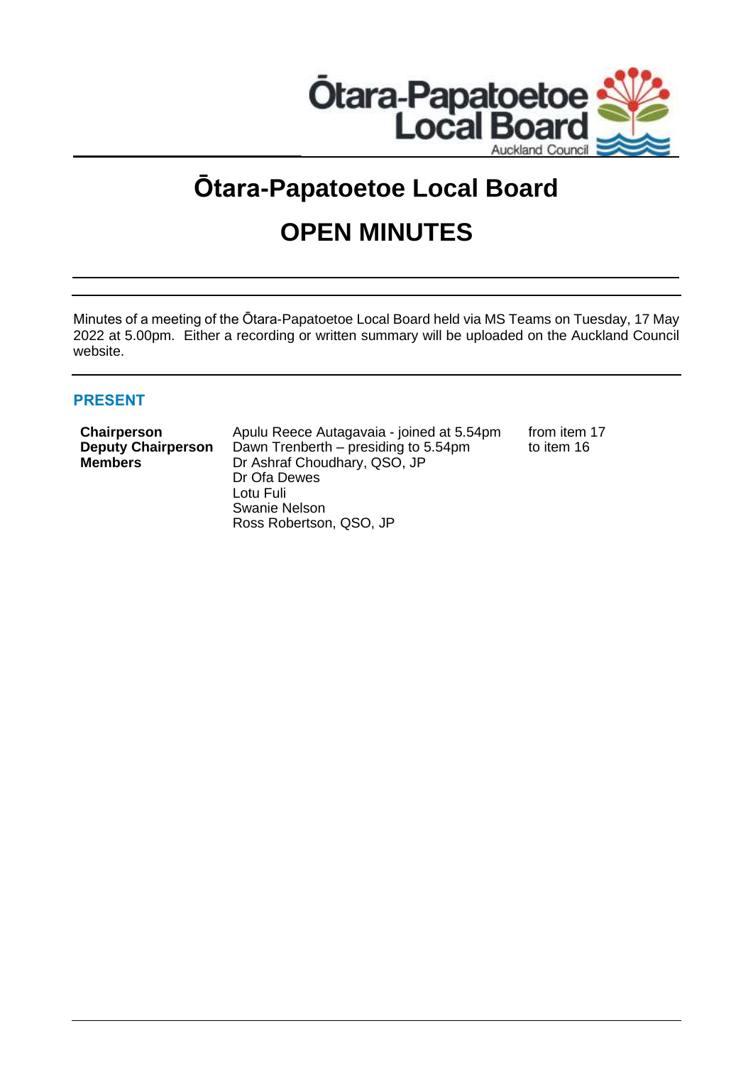# Ōtara-Papatoetoe Local Board

# OPEN MINUTES

Minutes of a meeting of the Ōtara-Papatoetoe Local Board held via MS Teams on Tuesday, 17 May 2022 at 5.00pm. Either a recording or written summary will be uploaded on the Auckland Council website.

## PRESENT

| | | |
|---|---|---|
| **Chairperson** | Apulu Reece Autagavaia - joined at 5.54pm | from item 17 |
| **Deputy Chairperson** | Dawn Trenberth – presiding to 5.54pm | to item 16 |
| **Members** | Dr Ashraf Choudhary, QSO, JP | |
| | Dr Ofa Dewes | |
| | Lotu Fuli | |
| | Swanie Nelson | |
| | Ross Robertson, QSO, JP | |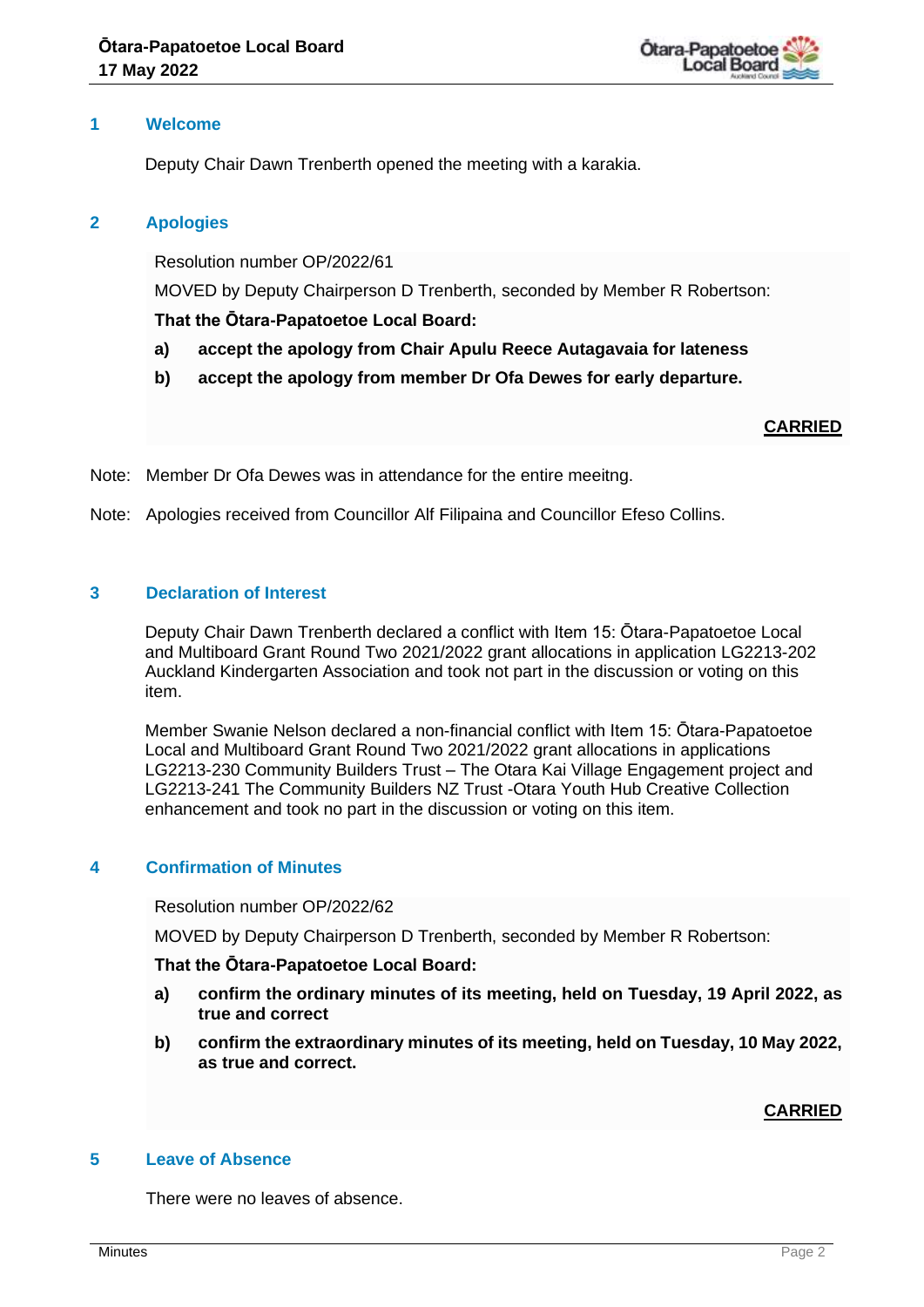## 1 Welcome

Deputy Chair Dawn Trenberth opened the meeting with a karakia.

## 2 Apologies

Resolution number OP/2022/61

MOVED by Deputy Chairperson D Trenberth, seconded by Member R Robertson:

**That the Ōtara-Papatoetoe Local Board:**

**a) accept the apology from Chair Apulu Reece Autagavaia for lateness**

**b) accept the apology from member Dr Ofa Dewes for early departure.**

**CARRIED**

Note: Member Dr Ofa Dewes was in attendance for the entire meeitng.

Note: Apologies received from Councillor Alf Filipaina and Councillor Efeso Collins.

## 3 Declaration of Interest

Deputy Chair Dawn Trenberth declared a conflict with Item 15: Ōtara-Papatoetoe Local and Multiboard Grant Round Two 2021/2022 grant allocations in application LG2213-202 Auckland Kindergarten Association and took not part in the discussion or voting on this item.

Member Swanie Nelson declared a non-financial conflict with Item 15: Ōtara-Papatoetoe Local and Multiboard Grant Round Two 2021/2022 grant allocations in applications LG2213-230 Community Builders Trust – The Otara Kai Village Engagement project and LG2213-241 The Community Builders NZ Trust -Otara Youth Hub Creative Collection enhancement and took no part in the discussion or voting on this item.

## 4 Confirmation of Minutes

Resolution number OP/2022/62

MOVED by Deputy Chairperson D Trenberth, seconded by Member R Robertson:

**That the Ōtara-Papatoetoe Local Board:**

**a) confirm the ordinary minutes of its meeting, held on Tuesday, 19 April 2022, as true and correct**

**b) confirm the extraordinary minutes of its meeting, held on Tuesday, 10 May 2022, as true and correct.**

**CARRIED**

## 5 Leave of Absence

There were no leaves of absence.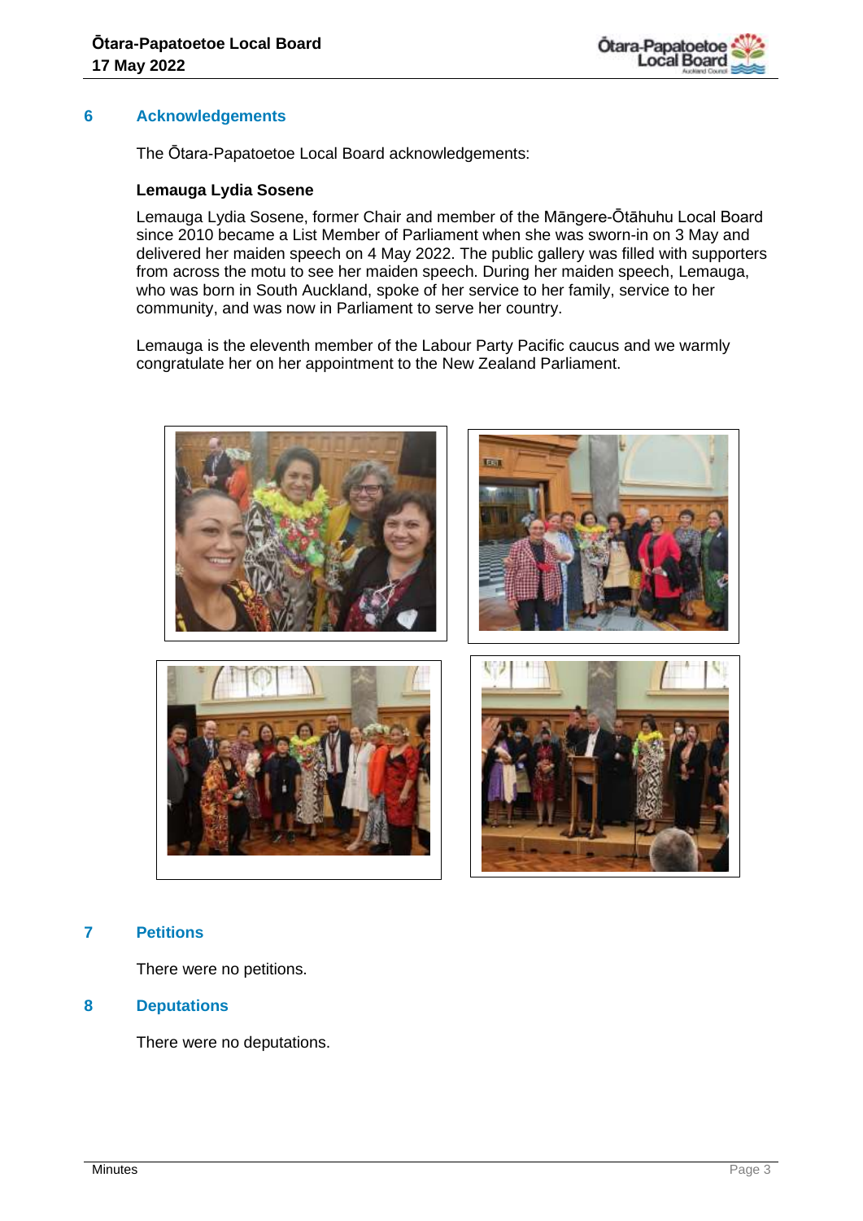## 6 Acknowledgements

The Ōtara-Papatoetoe Local Board acknowledgements:

**Lemauga Lydia Sosene**

Lemauga Lydia Sosene, former Chair and member of the Māngere-Ōtāhuhu Local Board since 2010 became a List Member of Parliament when she was sworn-in on 3 May and delivered her maiden speech on 4 May 2022. The public gallery was filled with supporters from across the motu to see her maiden speech. During her maiden speech, Lemauga, who was born in South Auckland, spoke of her service to her family, service to her community, and was now in Parliament to serve her country.

Lemauga is the eleventh member of the Labour Party Pacific caucus and we warmly congratulate her on her appointment to the New Zealand Parliament.

## 7 Petitions

There were no petitions.

## 8 Deputations

There were no deputations.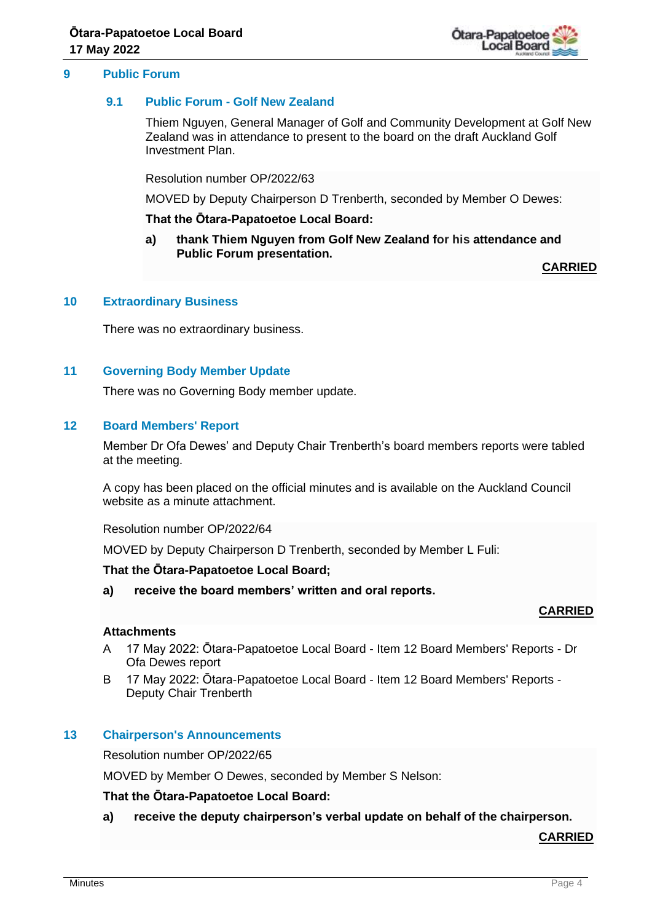## 9 Public Forum

### 9.1 Public Forum - Golf New Zealand

Thiem Nguyen, General Manager of Golf and Community Development at Golf New Zealand was in attendance to present to the board on the draft Auckland Golf Investment Plan.

Resolution number OP/2022/63

MOVED by Deputy Chairperson D Trenberth, seconded by Member O Dewes:

**That the Ōtara-Papatoetoe Local Board:**

**a) thank Thiem Nguyen from Golf New Zealand for his attendance and Public Forum presentation.**

**CARRIED**

## 10 Extraordinary Business

There was no extraordinary business.

## 11 Governing Body Member Update

There was no Governing Body member update.

## 12 Board Members' Report

Member Dr Ofa Dewes' and Deputy Chair Trenberth's board members reports were tabled at the meeting.

A copy has been placed on the official minutes and is available on the Auckland Council website as a minute attachment.

Resolution number OP/2022/64

MOVED by Deputy Chairperson D Trenberth, seconded by Member L Fuli:

**That the Ōtara-Papatoetoe Local Board;**

**a) receive the board members' written and oral reports.**

**CARRIED**

**Attachments**

A 17 May 2022: Ōtara-Papatoetoe Local Board - Item 12 Board Members' Reports - Dr Ofa Dewes report

B 17 May 2022: Ōtara-Papatoetoe Local Board - Item 12 Board Members' Reports - Deputy Chair Trenberth

## 13 Chairperson's Announcements

Resolution number OP/2022/65

MOVED by Member O Dewes, seconded by Member S Nelson:

**That the Ōtara-Papatoetoe Local Board:**

**a) receive the deputy chairperson's verbal update on behalf of the chairperson.**

**CARRIED**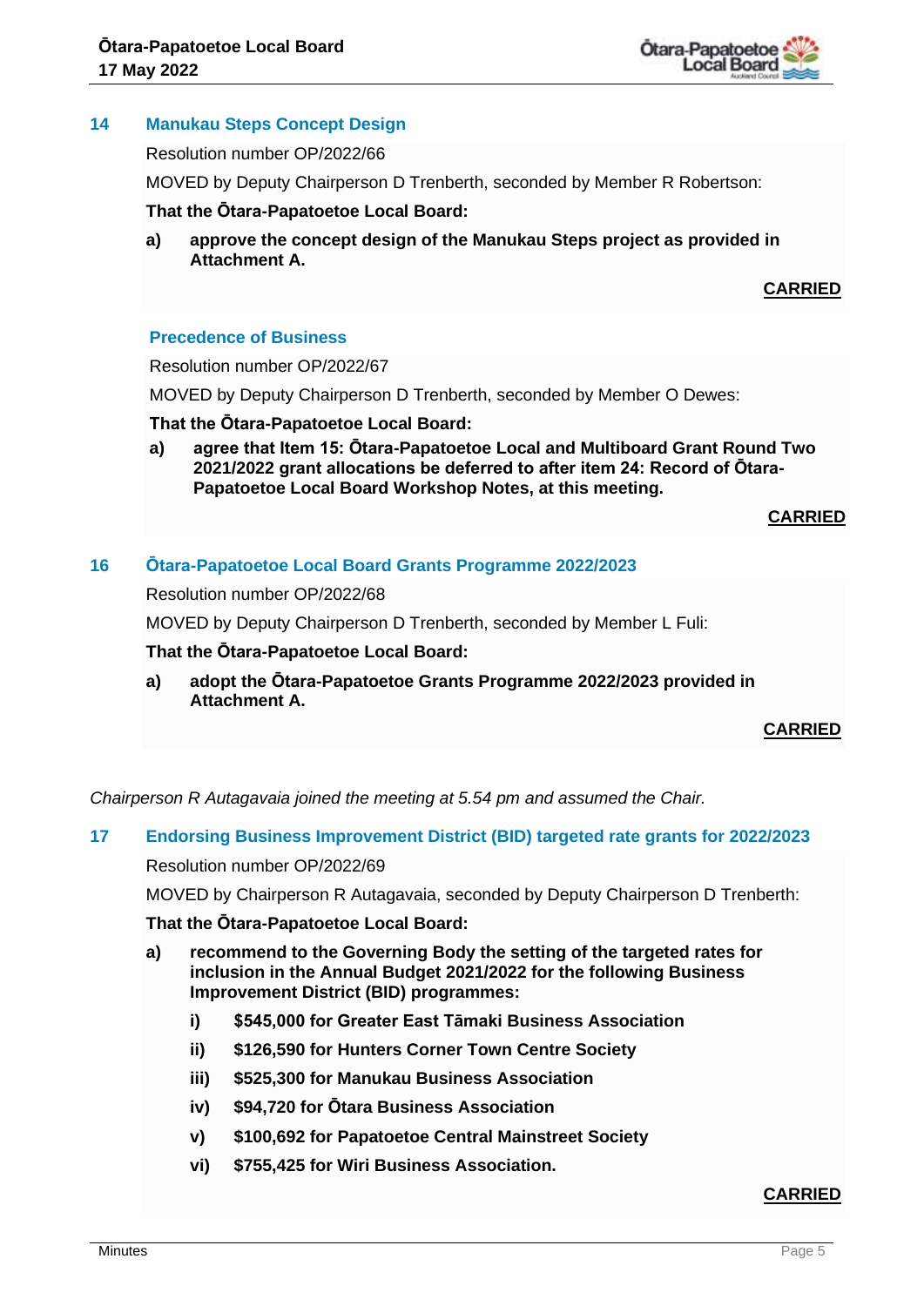## 14 Manukau Steps Concept Design

Resolution number OP/2022/66

MOVED by Deputy Chairperson D Trenberth, seconded by Member R Robertson:

**That the Ōtara-Papatoetoe Local Board:**

**a) approve the concept design of the Manukau Steps project as provided in Attachment A.**

**CARRIED**

## Precedence of Business

Resolution number OP/2022/67

MOVED by Deputy Chairperson D Trenberth, seconded by Member O Dewes:

**That the Ōtara-Papatoetoe Local Board:**

**a) agree that Item 15: Ōtara-Papatoetoe Local and Multiboard Grant Round Two 2021/2022 grant allocations be deferred to after item 24: Record of Ōtara-Papatoetoe Local Board Workshop Notes, at this meeting.**

**CARRIED**

## 16 Ōtara-Papatoetoe Local Board Grants Programme 2022/2023

Resolution number OP/2022/68

MOVED by Deputy Chairperson D Trenberth, seconded by Member L Fuli:

**That the Ōtara-Papatoetoe Local Board:**

**a) adopt the Ōtara-Papatoetoe Grants Programme 2022/2023 provided in Attachment A.**

**CARRIED**

*Chairperson R Autagavaia joined the meeting at 5.54 pm and assumed the Chair.*

## 17 Endorsing Business Improvement District (BID) targeted rate grants for 2022/2023

Resolution number OP/2022/69

MOVED by Chairperson R Autagavaia, seconded by Deputy Chairperson D Trenberth:

**That the Ōtara-Papatoetoe Local Board:**

**a) recommend to the Governing Body the setting of the targeted rates for inclusion in the Annual Budget 2021/2022 for the following Business Improvement District (BID) programmes:**

- **i) $545,000 for Greater East Tāmaki Business Association**
- **ii) $126,590 for Hunters Corner Town Centre Society**
- **iii) $525,300 for Manukau Business Association**
- **iv) $94,720 for Ōtara Business Association**
- **v) $100,692 for Papatoetoe Central Mainstreet Society**
- **vi) $755,425 for Wiri Business Association.**

**CARRIED**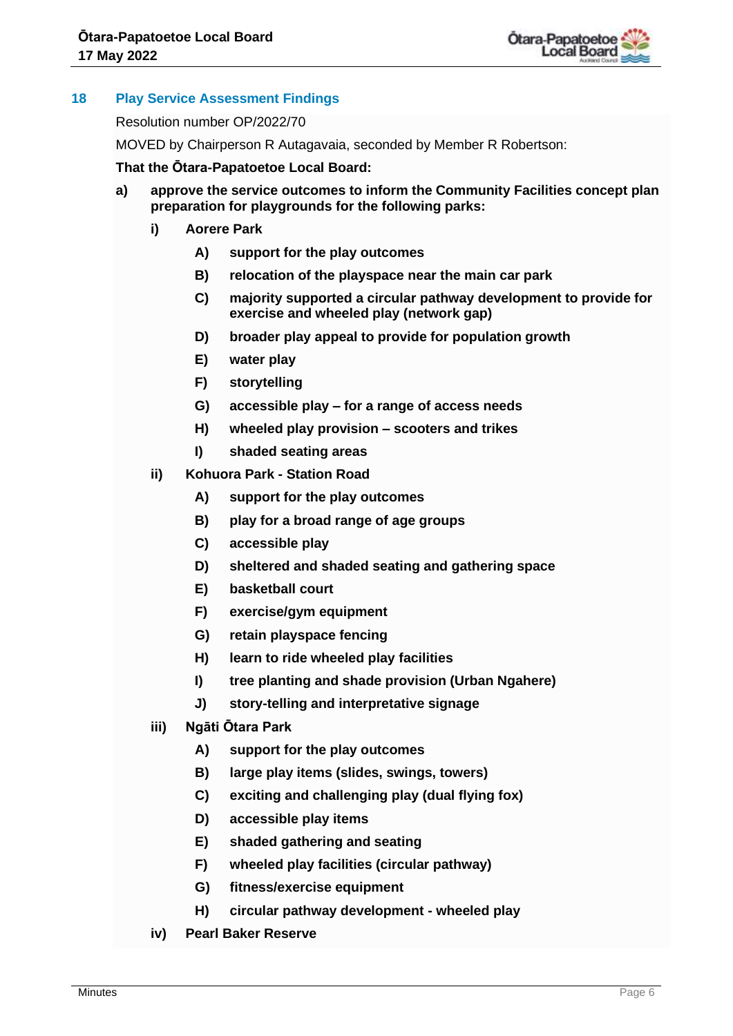## 18 Play Service Assessment Findings

Resolution number OP/2022/70

MOVED by Chairperson R Autagavaia, seconded by Member R Robertson:

**That the Ōtara-Papatoetoe Local Board:**

**a) approve the service outcomes to inform the Community Facilities concept plan preparation for playgrounds for the following parks:**

**i) Aorere Park**

- **A) support for the play outcomes**
- **B) relocation of the playspace near the main car park**
- **C) majority supported a circular pathway development to provide for exercise and wheeled play (network gap)**
- **D) broader play appeal to provide for population growth**
- **E) water play**
- **F) storytelling**
- **G) accessible play – for a range of access needs**
- **H) wheeled play provision – scooters and trikes**
- **I) shaded seating areas**

**ii) Kohuora Park - Station Road**

- **A) support for the play outcomes**
- **B) play for a broad range of age groups**
- **C) accessible play**
- **D) sheltered and shaded seating and gathering space**
- **E) basketball court**
- **F) exercise/gym equipment**
- **G) retain playspace fencing**
- **H) learn to ride wheeled play facilities**
- **I) tree planting and shade provision (Urban Ngahere)**
- **J) story-telling and interpretative signage**

**iii) Ngāti Ōtara Park**

- **A) support for the play outcomes**
- **B) large play items (slides, swings, towers)**
- **C) exciting and challenging play (dual flying fox)**
- **D) accessible play items**
- **E) shaded gathering and seating**
- **F) wheeled play facilities (circular pathway)**
- **G) fitness/exercise equipment**
- **H) circular pathway development - wheeled play**

**iv) Pearl Baker Reserve**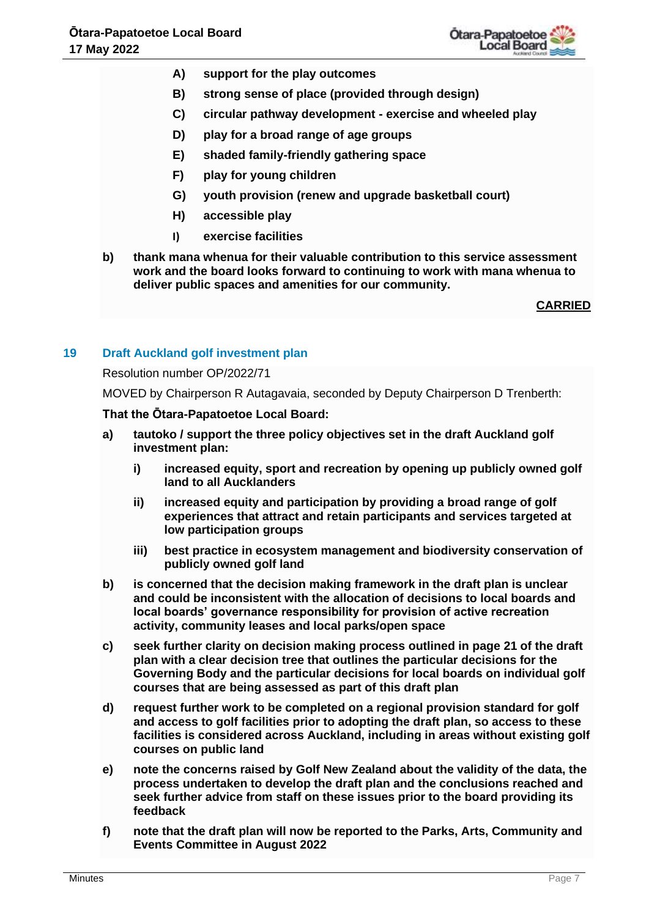- **A) support for the play outcomes**
- **B) strong sense of place (provided through design)**
- **C) circular pathway development - exercise and wheeled play**
- **D) play for a broad range of age groups**
- **E) shaded family-friendly gathering space**
- **F) play for young children**
- **G) youth provision (renew and upgrade basketball court)**
- **H) accessible play**
- **I) exercise facilities**

**b) thank mana whenua for their valuable contribution to this service assessment work and the board looks forward to continuing to work with mana whenua to deliver public spaces and amenities for our community.**

**CARRIED**

## 19 Draft Auckland golf investment plan

Resolution number OP/2022/71

MOVED by Chairperson R Autagavaia, seconded by Deputy Chairperson D Trenberth:

**That the Ōtara-Papatoetoe Local Board:**

**a) tautoko / support the three policy objectives set in the draft Auckland golf investment plan:**

- **i) increased equity, sport and recreation by opening up publicly owned golf land to all Aucklanders**
- **ii) increased equity and participation by providing a broad range of golf experiences that attract and retain participants and services targeted at low participation groups**
- **iii) best practice in ecosystem management and biodiversity conservation of publicly owned golf land**

**b) is concerned that the decision making framework in the draft plan is unclear and could be inconsistent with the allocation of decisions to local boards and local boards' governance responsibility for provision of active recreation activity, community leases and local parks/open space**

**c) seek further clarity on decision making process outlined in page 21 of the draft plan with a clear decision tree that outlines the particular decisions for the Governing Body and the particular decisions for local boards on individual golf courses that are being assessed as part of this draft plan**

**d) request further work to be completed on a regional provision standard for golf and access to golf facilities prior to adopting the draft plan, so access to these facilities is considered across Auckland, including in areas without existing golf courses on public land**

**e) note the concerns raised by Golf New Zealand about the validity of the data, the process undertaken to develop the draft plan and the conclusions reached and seek further advice from staff on these issues prior to the board providing its feedback**

**f) note that the draft plan will now be reported to the Parks, Arts, Community and Events Committee in August 2022**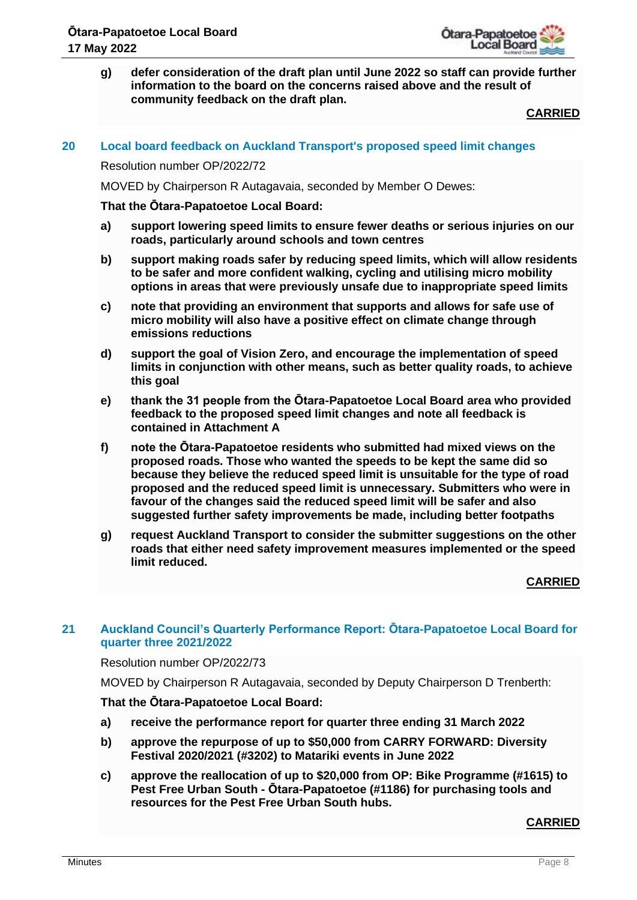**g) defer consideration of the draft plan until June 2022 so staff can provide further information to the board on the concerns raised above and the result of community feedback on the draft plan.**

**CARRIED**

## 20 Local board feedback on Auckland Transport's proposed speed limit changes

Resolution number OP/2022/72

MOVED by Chairperson R Autagavaia, seconded by Member O Dewes:

**That the Ōtara-Papatoetoe Local Board:**

**a) support lowering speed limits to ensure fewer deaths or serious injuries on our roads, particularly around schools and town centres**

**b) support making roads safer by reducing speed limits, which will allow residents to be safer and more confident walking, cycling and utilising micro mobility options in areas that were previously unsafe due to inappropriate speed limits**

**c) note that providing an environment that supports and allows for safe use of micro mobility will also have a positive effect on climate change through emissions reductions**

**d) support the goal of Vision Zero, and encourage the implementation of speed limits in conjunction with other means, such as better quality roads, to achieve this goal**

**e) thank the 31 people from the Ōtara-Papatoetoe Local Board area who provided feedback to the proposed speed limit changes and note all feedback is contained in Attachment A**

**f) note the Ōtara-Papatoetoe residents who submitted had mixed views on the proposed roads. Those who wanted the speeds to be kept the same did so because they believe the reduced speed limit is unsuitable for the type of road proposed and the reduced speed limit is unnecessary. Submitters who were in favour of the changes said the reduced speed limit will be safer and also suggested further safety improvements be made, including better footpaths**

**g) request Auckland Transport to consider the submitter suggestions on the other roads that either need safety improvement measures implemented or the speed limit reduced.**

**CARRIED**

## 21 Auckland Council's Quarterly Performance Report: Ōtara-Papatoetoe Local Board for quarter three 2021/2022

Resolution number OP/2022/73

MOVED by Chairperson R Autagavaia, seconded by Deputy Chairperson D Trenberth:

**That the Ōtara-Papatoetoe Local Board:**

**a) receive the performance report for quarter three ending 31 March 2022**

**b) approve the repurpose of up to $50,000 from CARRY FORWARD: Diversity Festival 2020/2021 (#3202) to Matariki events in June 2022**

**c) approve the reallocation of up to $20,000 from OP: Bike Programme (#1615) to Pest Free Urban South - Ōtara-Papatoetoe (#1186) for purchasing tools and resources for the Pest Free Urban South hubs.**

**CARRIED**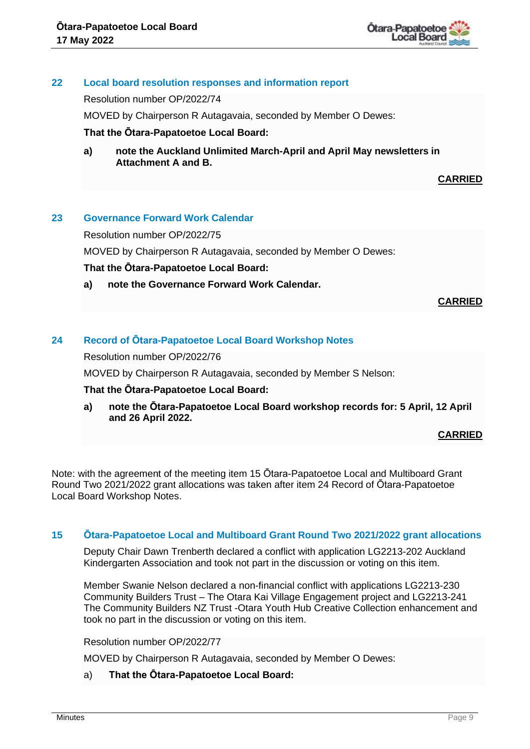## 22 Local board resolution responses and information report

Resolution number OP/2022/74

MOVED by Chairperson R Autagavaia, seconded by Member O Dewes:

**That the Ōtara-Papatoetoe Local Board:**

**a) note the Auckland Unlimited March-April and April May newsletters in Attachment A and B.**

**CARRIED**

## 23 Governance Forward Work Calendar

Resolution number OP/2022/75

MOVED by Chairperson R Autagavaia, seconded by Member O Dewes:

**That the Ōtara-Papatoetoe Local Board:**

**a) note the Governance Forward Work Calendar.**

**CARRIED**

## 24 Record of Ōtara-Papatoetoe Local Board Workshop Notes

Resolution number OP/2022/76

MOVED by Chairperson R Autagavaia, seconded by Member S Nelson:

**That the Ōtara-Papatoetoe Local Board:**

**a) note the Ōtara-Papatoetoe Local Board workshop records for: 5 April, 12 April and 26 April 2022.**

**CARRIED**

Note: with the agreement of the meeting item 15 Ōtara-Papatoetoe Local and Multiboard Grant Round Two 2021/2022 grant allocations was taken after item 24 Record of Ōtara-Papatoetoe Local Board Workshop Notes.

## 15 Ōtara-Papatoetoe Local and Multiboard Grant Round Two 2021/2022 grant allocations

Deputy Chair Dawn Trenberth declared a conflict with application LG2213-202 Auckland Kindergarten Association and took not part in the discussion or voting on this item.

Member Swanie Nelson declared a non-financial conflict with applications LG2213-230 Community Builders Trust – The Otara Kai Village Engagement project and LG2213-241 The Community Builders NZ Trust -Otara Youth Hub Creative Collection enhancement and took no part in the discussion or voting on this item.

Resolution number OP/2022/77

MOVED by Chairperson R Autagavaia, seconded by Member O Dewes:

a) **That the Ōtara-Papatoetoe Local Board:**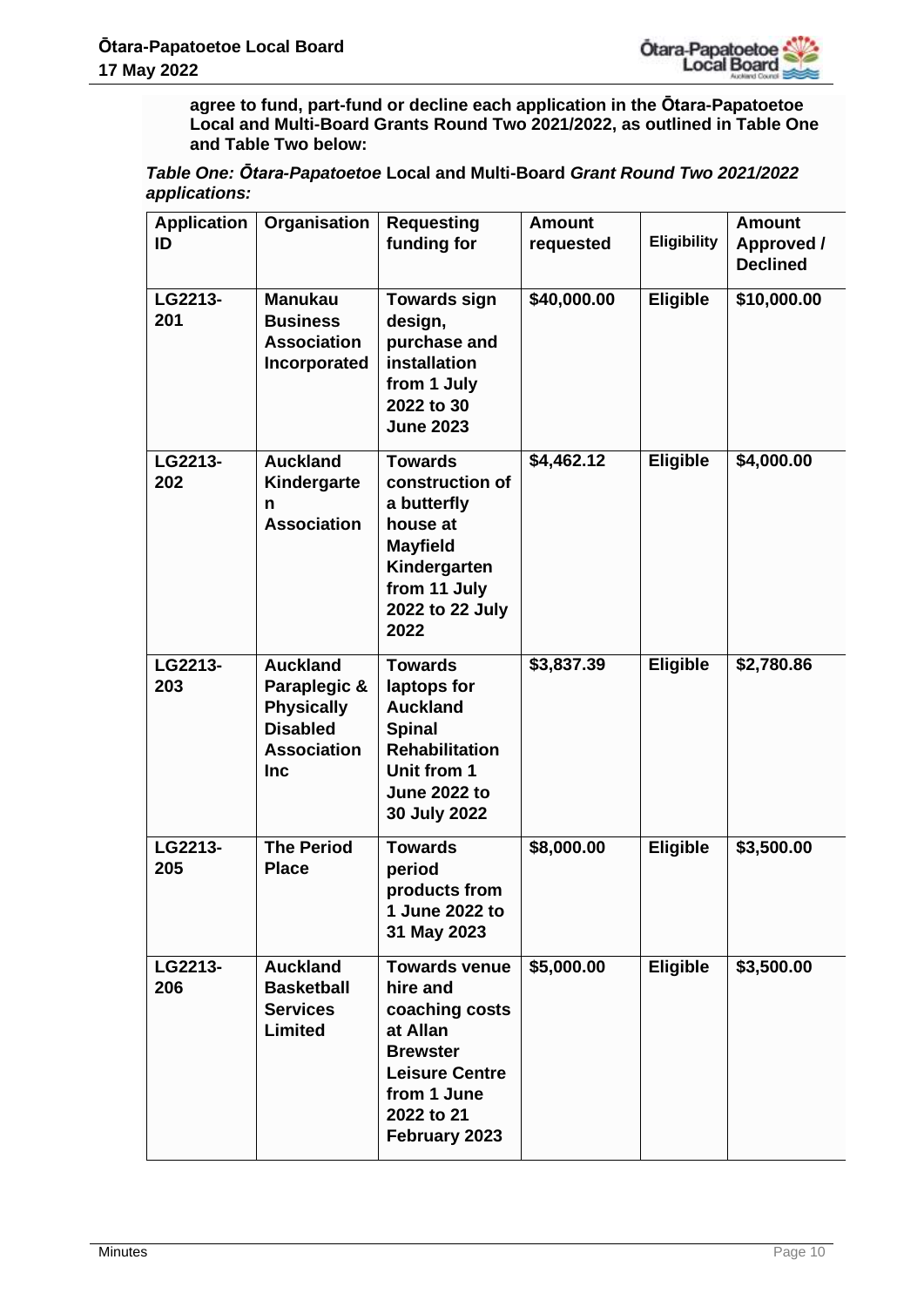**agree to fund, part-fund or decline each application in the Ōtara-Papatoetoe Local and Multi-Board Grants Round Two 2021/2022, as outlined in Table One and Table Two below:**

***Table One: Ōtara-Papatoetoe* Local and Multi-Board *Grant Round Two 2021/2022 applications:***

| Application ID | Organisation | Requesting funding for | Amount requested | Eligibility | Amount Approved / Declined |
|---|---|---|---|---|---|
| LG2213-201 | Manukau Business Association Incorporated | Towards sign design, purchase and installation from 1 July 2022 to 30 June 2023 | $40,000.00 | Eligible | $10,000.00 |
| LG2213-202 | Auckland Kindergarten Association | Towards construction of a butterfly house at Mayfield Kindergarten from 11 July 2022 to 22 July 2022 | $4,462.12 | Eligible | $4,000.00 |
| LG2213-203 | Auckland Paraplegic & Physically Disabled Association Inc | Towards laptops for Auckland Spinal Rehabilitation Unit from 1 June 2022 to 30 July 2022 | $3,837.39 | Eligible | $2,780.86 |
| LG2213-205 | The Period Place | Towards period products from 1 June 2022 to 31 May 2023 | $8,000.00 | Eligible | $3,500.00 |
| LG2213-206 | Auckland Basketball Services Limited | Towards venue hire and coaching costs at Allan Brewster Leisure Centre from 1 June 2022 to 21 February 2023 | $5,000.00 | Eligible | $3,500.00 |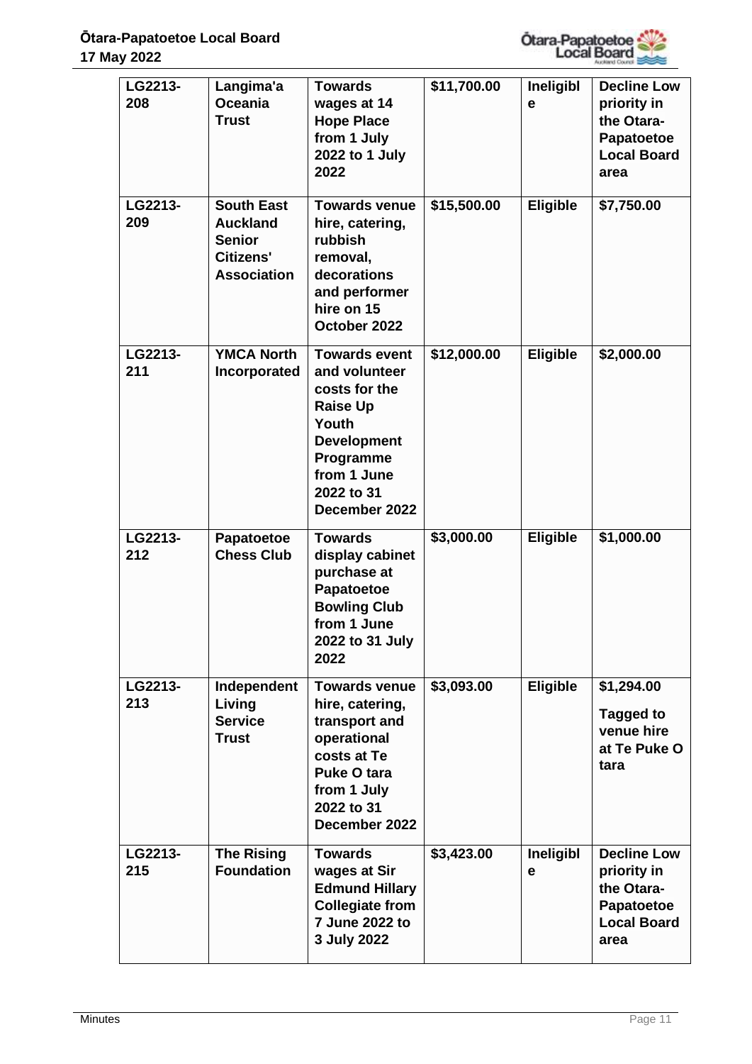| LG2213-208 | Langima'a Oceania Trust | Towards wages at 14 Hope Place from 1 July 2022 to 1 July 2022 | $11,700.00 | Ineligible | Decline Low priority in the Otara-Papatoetoe Local Board area |
|---|---|---|---|---|---|
| LG2213-209 | South East Auckland Senior Citizens' Association | Towards venue hire, catering, rubbish removal, decorations and performer hire on 15 October 2022 | $15,500.00 | Eligible | $7,750.00 |
| LG2213-211 | YMCA North Incorporated | Towards event and volunteer costs for the Raise Up Youth Development Programme from 1 June 2022 to 31 December 2022 | $12,000.00 | Eligible | $2,000.00 |
| LG2213-212 | Papatoetoe Chess Club | Towards display cabinet purchase at Papatoetoe Bowling Club from 1 June 2022 to 31 July 2022 | $3,000.00 | Eligible | $1,000.00 |
| LG2213-213 | Independent Living Service Trust | Towards venue hire, catering, transport and operational costs at Te Puke O tara from 1 July 2022 to 31 December 2022 | $3,093.00 | Eligible | $1,294.00 Tagged to venue hire at Te Puke O tara |
| LG2213-215 | The Rising Foundation | Towards wages at Sir Edmund Hillary Collegiate from 7 June 2022 to 3 July 2022 | $3,423.00 | Ineligible | Decline Low priority in the Otara-Papatoetoe Local Board area |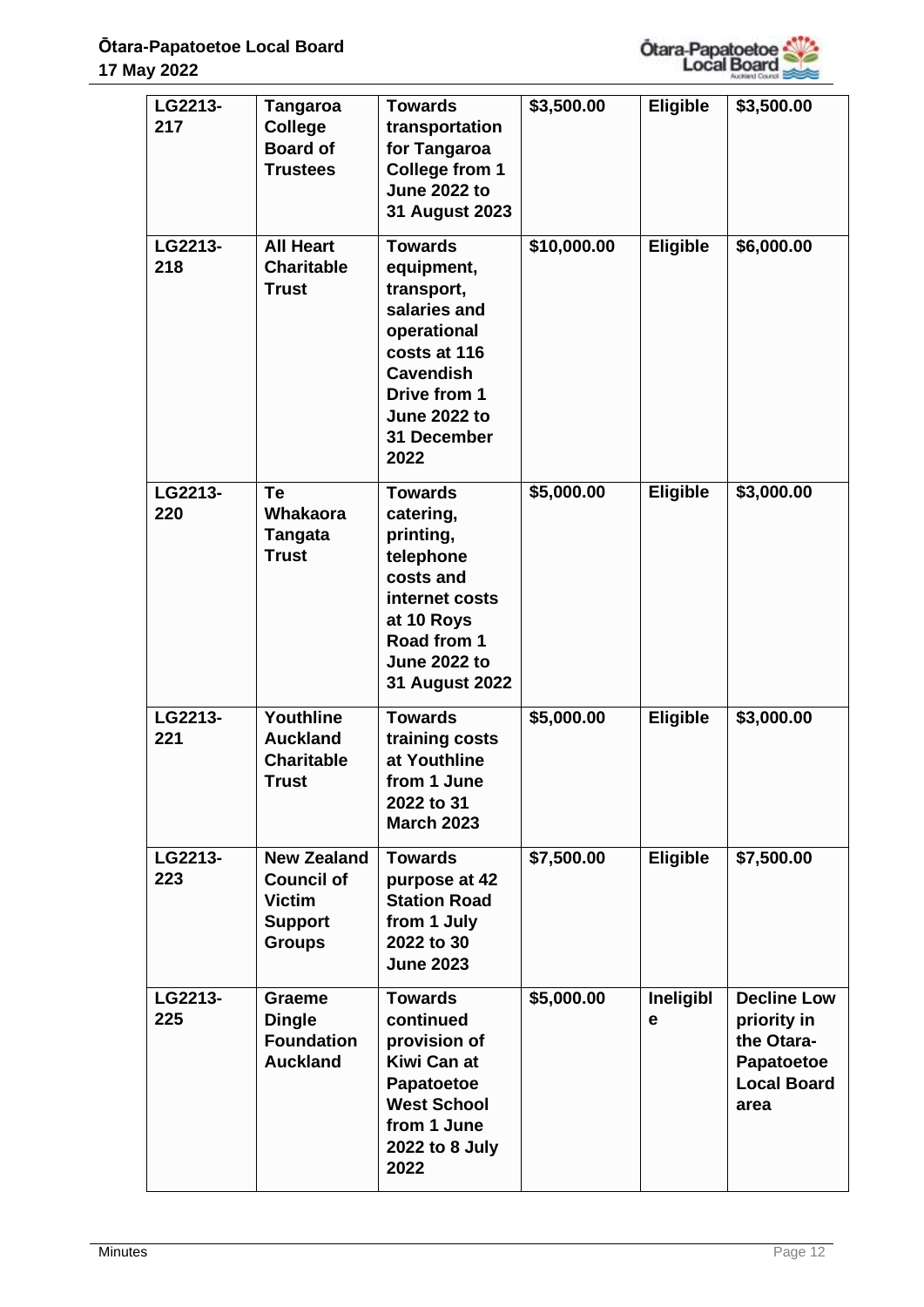| | | | | | |
|---|---|---|---|---|---|
| **LG2213-217** | **Tangaroa College Board of Trustees** | **Towards transportation for Tangaroa College from 1 June 2022 to 31 August 2023** | **$3,500.00** | **Eligible** | **$3,500.00** |
| **LG2213-218** | **All Heart Charitable Trust** | **Towards equipment, transport, salaries and operational costs at 116 Cavendish Drive from 1 June 2022 to 31 December 2022** | **$10,000.00** | **Eligible** | **$6,000.00** |
| **LG2213-220** | **Te Whakaora Tangata Trust** | **Towards catering, printing, telephone costs and internet costs at 10 Roys Road from 1 June 2022 to 31 August 2022** | **$5,000.00** | **Eligible** | **$3,000.00** |
| **LG2213-221** | **Youthline Auckland Charitable Trust** | **Towards training costs at Youthline from 1 June 2022 to 31 March 2023** | **$5,000.00** | **Eligible** | **$3,000.00** |
| **LG2213-223** | **New Zealand Council of Victim Support Groups** | **Towards purpose at 42 Station Road from 1 July 2022 to 30 June 2023** | **$7,500.00** | **Eligible** | **$7,500.00** |
| **LG2213-225** | **Graeme Dingle Foundation Auckland** | **Towards continued provision of Kiwi Can at Papatoetoe West School from 1 June 2022 to 8 July 2022** | **$5,000.00** | **Ineligible** | **Decline Low priority in the Otara-Papatoetoe Local Board area** |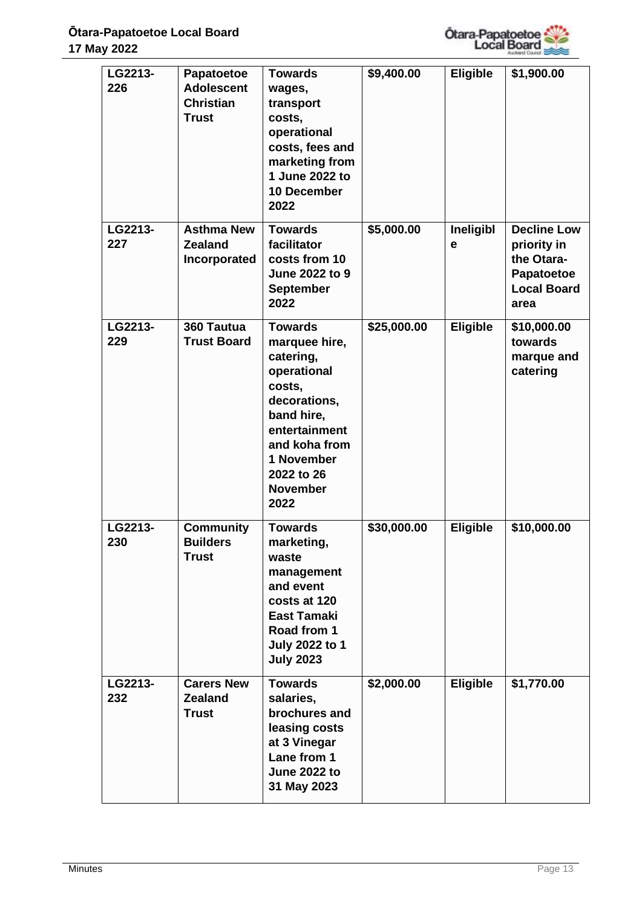| LG2213-226 | Papatoetoe Adolescent Christian Trust | Towards wages, transport costs, operational costs, fees and marketing from 1 June 2022 to 10 December 2022 | $9,400.00 | Eligible | $1,900.00 |
|---|---|---|---|---|---|
| LG2213-227 | Asthma New Zealand Incorporated | Towards facilitator costs from 10 June 2022 to 9 September 2022 | $5,000.00 | Ineligible | Decline Low priority in the Otara-Papatoetoe Local Board area |
| LG2213-229 | 360 Tautua Trust Board | Towards marquee hire, catering, operational costs, decorations, band hire, entertainment and koha from 1 November 2022 to 26 November 2022 | $25,000.00 | Eligible | $10,000.00 towards marque and catering |
| LG2213-230 | Community Builders Trust | Towards marketing, waste management and event costs at 120 East Tamaki Road from 1 July 2022 to 1 July 2023 | $30,000.00 | Eligible | $10,000.00 |
| LG2213-232 | Carers New Zealand Trust | Towards salaries, brochures and leasing costs at 3 Vinegar Lane from 1 June 2022 to 31 May 2023 | $2,000.00 | Eligible | $1,770.00 |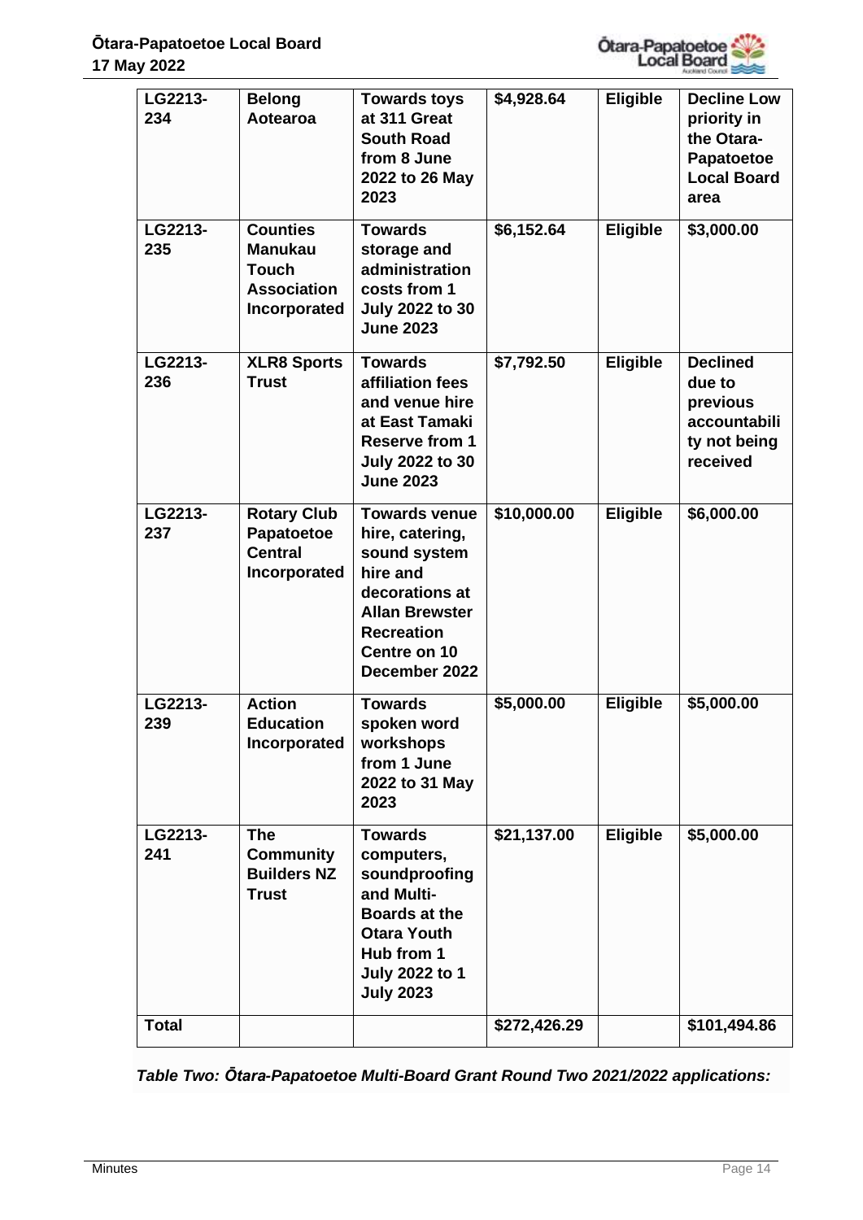| | | | | | |
|---|---|---|---|---|---|
| LG2213-234 | Belong Aotearoa | Towards toys at 311 Great South Road from 8 June 2022 to 26 May 2023 | $4,928.64 | Eligible | Decline Low priority in the Otara-Papatoetoe Local Board area |
| LG2213-235 | Counties Manukau Touch Association Incorporated | Towards storage and administration costs from 1 July 2022 to 30 June 2023 | $6,152.64 | Eligible | $3,000.00 |
| LG2213-236 | XLR8 Sports Trust | Towards affiliation fees and venue hire at East Tamaki Reserve from 1 July 2022 to 30 June 2023 | $7,792.50 | Eligible | Declined due to previous accountability not being received |
| LG2213-237 | Rotary Club Papatoetoe Central Incorporated | Towards venue hire, catering, sound system hire and decorations at Allan Brewster Recreation Centre on 10 December 2022 | $10,000.00 | Eligible | $6,000.00 |
| LG2213-239 | Action Education Incorporated | Towards spoken word workshops from 1 June 2022 to 31 May 2023 | $5,000.00 | Eligible | $5,000.00 |
| LG2213-241 | The Community Builders NZ Trust | Towards computers, soundproofing and Multi-Boards at the Otara Youth Hub from 1 July 2022 to 1 July 2023 | $21,137.00 | Eligible | $5,000.00 |
| **Total** | | | **$272,426.29** | | **$101,494.86** |

***Table Two: Ōtara-Papatoetoe Multi-Board Grant Round Two 2021/2022 applications:***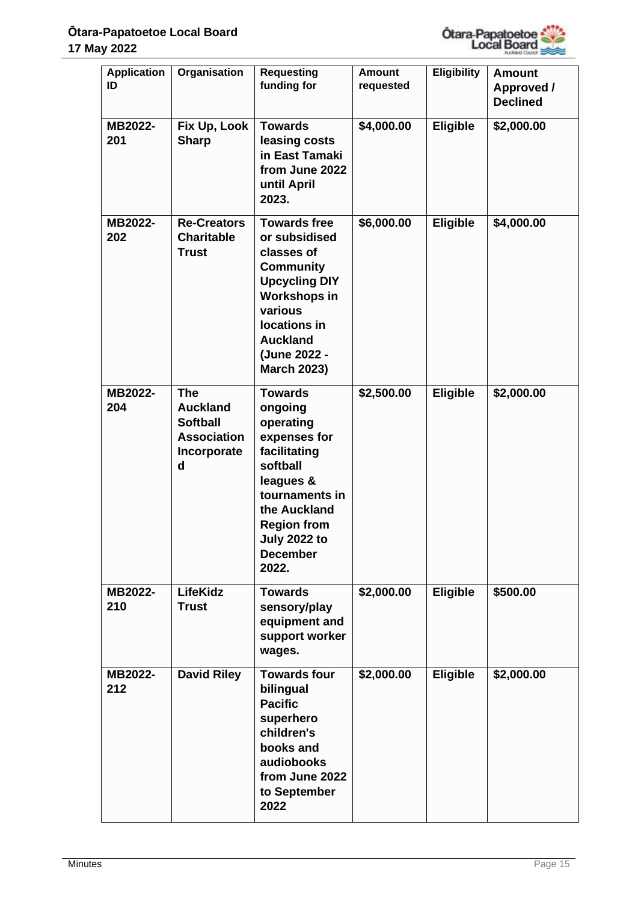| Application ID | Organisation | Requesting funding for | Amount requested | Eligibility | Amount Approved / Declined |
|---|---|---|---|---|---|
| **MB2022-201** | **Fix Up, Look Sharp** | **Towards leasing costs in East Tamaki from June 2022 until April 2023.** | **$4,000.00** | **Eligible** | **$2,000.00** |
| **MB2022-202** | **Re-Creators Charitable Trust** | **Towards free or subsidised classes of Community Upcycling DIY Workshops in various locations in Auckland (June 2022 - March 2023)** | **$6,000.00** | **Eligible** | **$4,000.00** |
| **MB2022-204** | **The Auckland Softball Association Incorporated** | **Towards ongoing operating expenses for facilitating softball leagues & tournaments in the Auckland Region from July 2022 to December 2022.** | **$2,500.00** | **Eligible** | **$2,000.00** |
| **MB2022-210** | **LifeKidz Trust** | **Towards sensory/play equipment and support worker wages.** | **$2,000.00** | **Eligible** | **$500.00** |
| **MB2022-212** | **David Riley** | **Towards four bilingual Pacific superhero children's books and audiobooks from June 2022 to September 2022** | **$2,000.00** | **Eligible** | **$2,000.00** |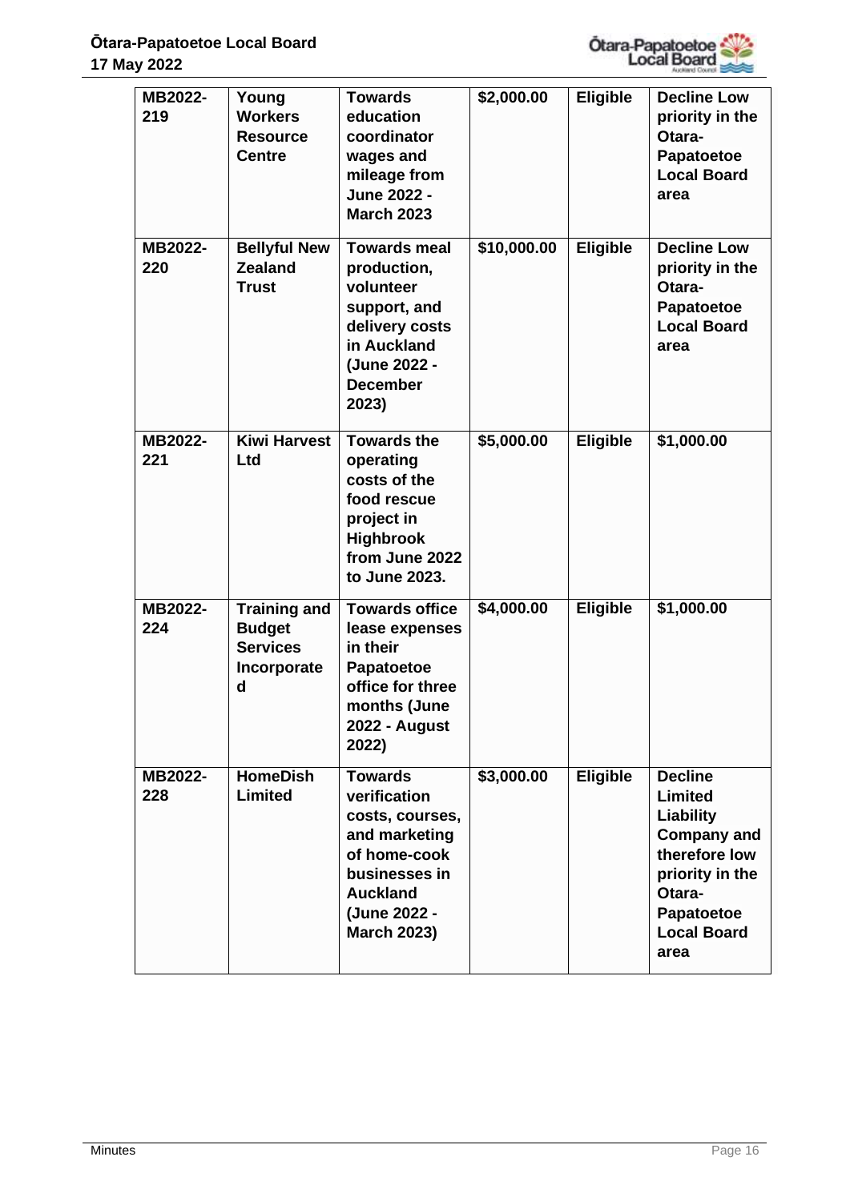| MB2022-219 | Young Workers Resource Centre | Towards education coordinator wages and mileage from June 2022 - March 2023 | $2,000.00 | Eligible | Decline Low priority in the Otara-Papatoetoe Local Board area |
|---|---|---|---|---|---|
| MB2022-220 | Bellyful New Zealand Trust | Towards meal production, volunteer support, and delivery costs in Auckland (June 2022 - December 2023) | $10,000.00 | Eligible | Decline Low priority in the Otara-Papatoetoe Local Board area |
| MB2022-221 | Kiwi Harvest Ltd | Towards the operating costs of the food rescue project in Highbrook from June 2022 to June 2023. | $5,000.00 | Eligible | $1,000.00 |
| MB2022-224 | Training and Budget Services Incorporated | Towards office lease expenses in their Papatoetoe office for three months (June 2022 - August 2022) | $4,000.00 | Eligible | $1,000.00 |
| MB2022-228 | HomeDish Limited | Towards verification costs, courses, and marketing of home-cook businesses in Auckland (June 2022 - March 2023) | $3,000.00 | Eligible | Decline Limited Liability Company and therefore low priority in the Otara-Papatoetoe Local Board area |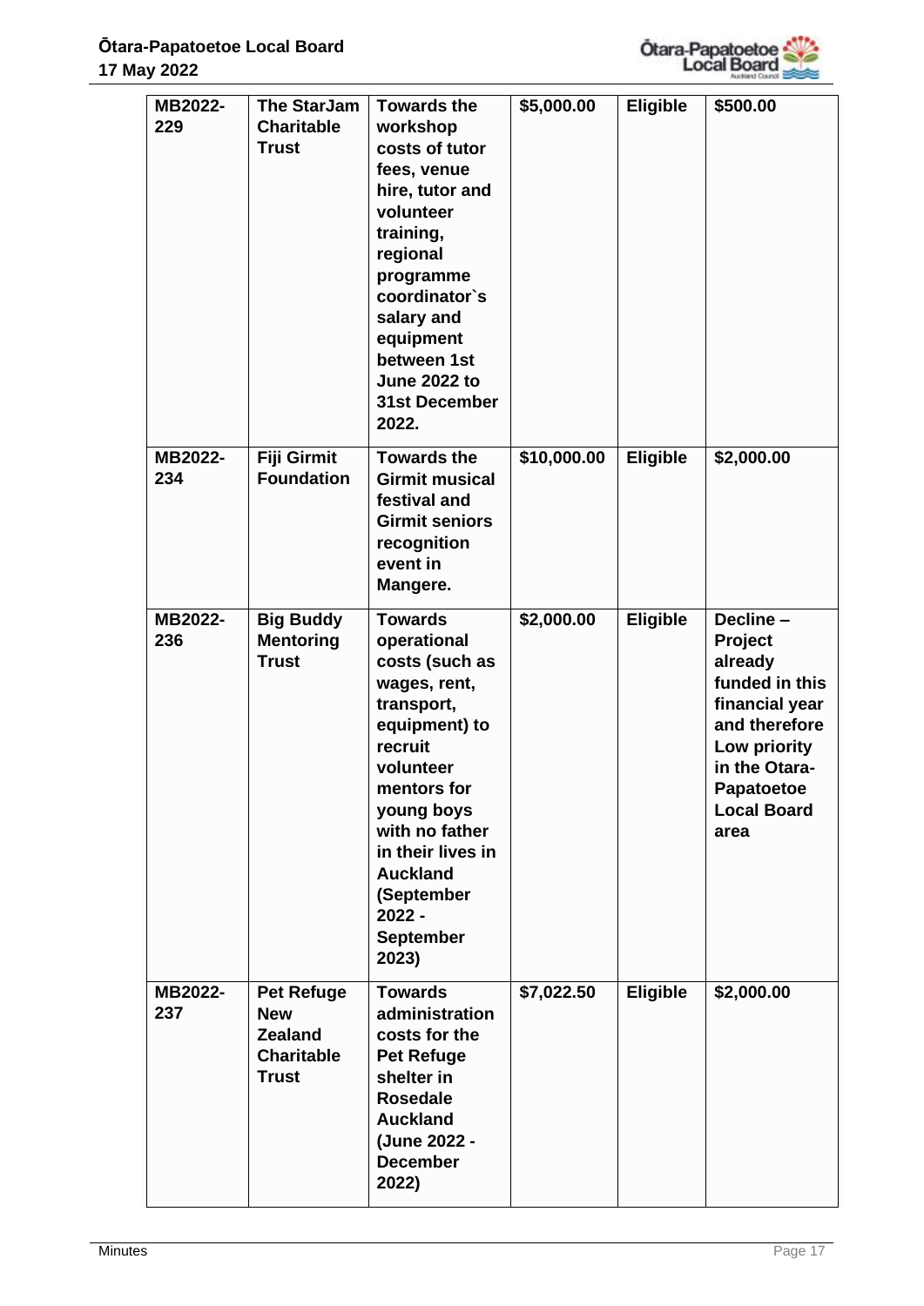| MB2022-229 | The StarJam Charitable Trust | Towards the workshop costs of tutor fees, venue hire, tutor and volunteer training, regional programme coordinator`s salary and equipment between 1st June 2022 to 31st December 2022. | $5,000.00 | Eligible | $500.00 |
|---|---|---|---|---|---|
| MB2022-234 | Fiji Girmit Foundation | Towards the Girmit musical festival and Girmit seniors recognition event in Mangere. | $10,000.00 | Eligible | $2,000.00 |
| MB2022-236 | Big Buddy Mentoring Trust | Towards operational costs (such as wages, rent, transport, equipment) to recruit volunteer mentors for young boys with no father in their lives in Auckland (September 2022 - September 2023) | $2,000.00 | Eligible | Decline – Project already funded in this financial year and therefore Low priority in the Otara-Papatoetoe Local Board area |
| MB2022-237 | Pet Refuge New Zealand Charitable Trust | Towards administration costs for the Pet Refuge shelter in Rosedale Auckland (June 2022 - December 2022) | $7,022.50 | Eligible | $2,000.00 |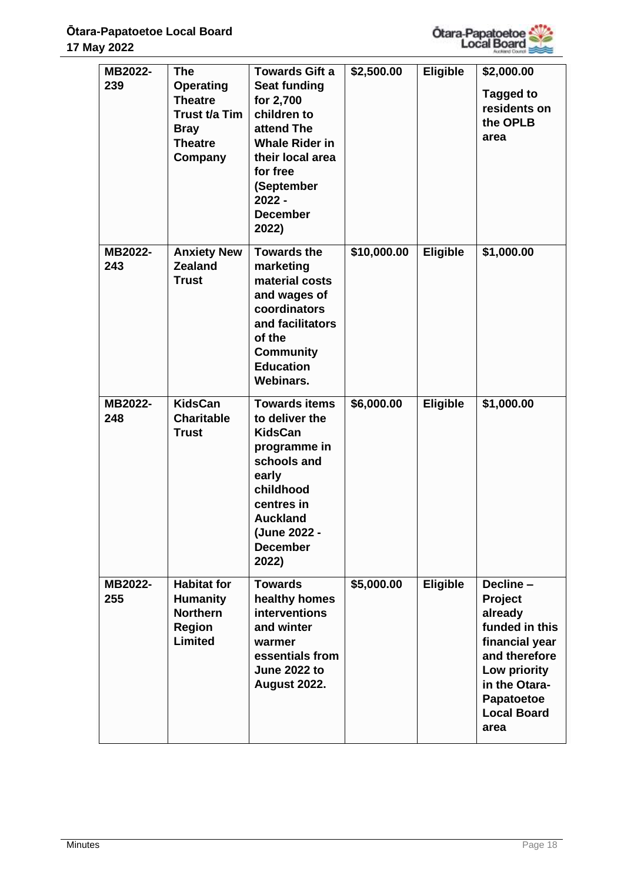| MB2022-239 | The Operating Theatre Trust t/a Tim Bray Theatre Company | Towards Gift a Seat funding for 2,700 children to attend The Whale Rider in their local area for free (September 2022 - December 2022) | $2,500.00 | Eligible | $2,000.00<br>Tagged to residents on the OPLB area |
|---|---|---|---|---|---|
| MB2022-243 | Anxiety New Zealand Trust | Towards the marketing material costs and wages of coordinators and facilitators of the Community Education Webinars. | $10,000.00 | Eligible | $1,000.00 |
| MB2022-248 | KidsCan Charitable Trust | Towards items to deliver the KidsCan programme in schools and early childhood centres in Auckland (June 2022 - December 2022) | $6,000.00 | Eligible | $1,000.00 |
| MB2022-255 | Habitat for Humanity Northern Region Limited | Towards healthy homes interventions and winter warmer essentials from June 2022 to August 2022. | $5,000.00 | Eligible | Decline – Project already funded in this financial year and therefore Low priority in the Otara-Papatoetoe Local Board area |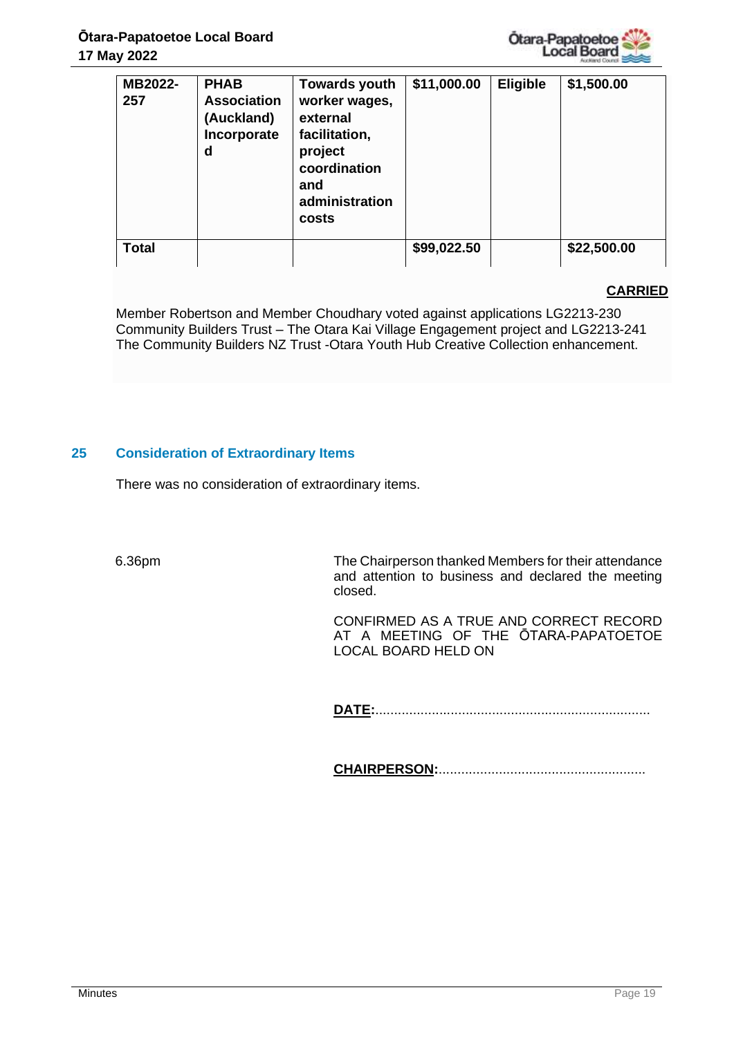| | | | | | |
|---|---|---|---|---|---|
| **MB2022-257** | **PHAB Association (Auckland) Incorporated** | **Towards youth worker wages, external facilitation, project coordination and administration costs** | **$11,000.00** | **Eligible** | **$1,500.00** |
| **Total** | | | **$99,022.50** | | **$22,500.00** |

**CARRIED**

Member Robertson and Member Choudhary voted against applications LG2213-230 Community Builders Trust – The Otara Kai Village Engagement project and LG2213-241 The Community Builders NZ Trust -Otara Youth Hub Creative Collection enhancement.

## 25 Consideration of Extraordinary Items

There was no consideration of extraordinary items.

6.36pm

The Chairperson thanked Members for their attendance and attention to business and declared the meeting closed.

CONFIRMED AS A TRUE AND CORRECT RECORD AT A MEETING OF THE ŌTARA-PAPATOETOE LOCAL BOARD HELD ON

**DATE:**.........................................................................

**CHAIRPERSON:**.......................................................